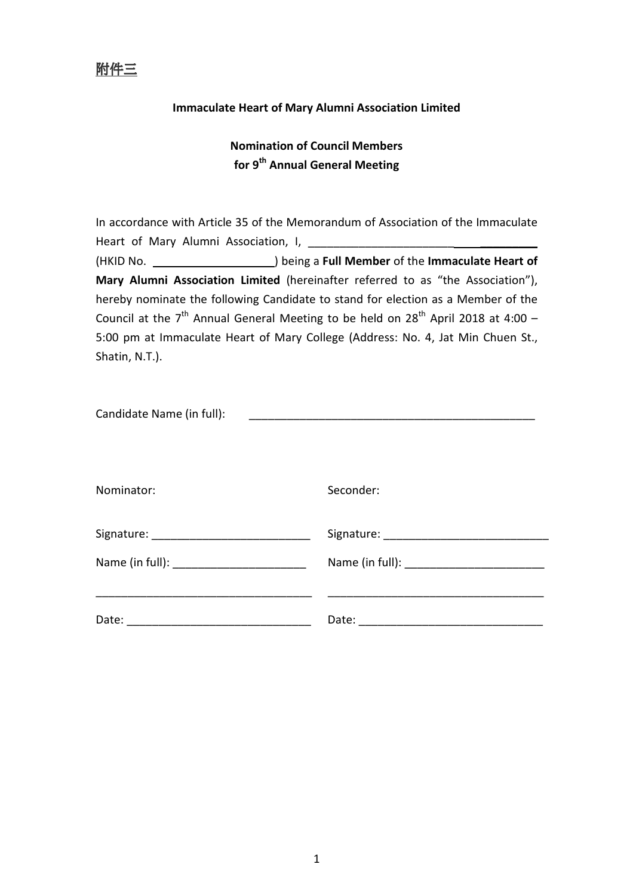**附件三**

**Immaculate Heart of Mary Alumni Association Limited**

**Nomination of Council Members**
**for 9th Annual General Meeting**

In accordance with Article 35 of the Memorandum of Association of the Immaculate Heart of Mary Alumni Association, I, ________________________________ (HKID No. ____________________) being a **Full Member** of the **Immaculate Heart of Mary Alumni Association Limited** (hereinafter referred to as "the Association"), hereby nominate the following Candidate to stand for election as a Member of the Council at the 7th Annual General Meeting to be held on 28th April 2018 at 4:00 – 5:00 pm at Immaculate Heart of Mary College (Address: No. 4, Jat Min Chuen St., Shatin, N.T.).

Candidate Name (in full): ________________________________________________

| Nominator: | Seconder: |
|---|---|
| Signature: __________________________ | Signature: ___________________________ |
| Name (in full): ______________________ | Name (in full): _______________________ |
| ___________________________________ | ___________________________________ |
| Date: ______________________________ | Date: ______________________________ |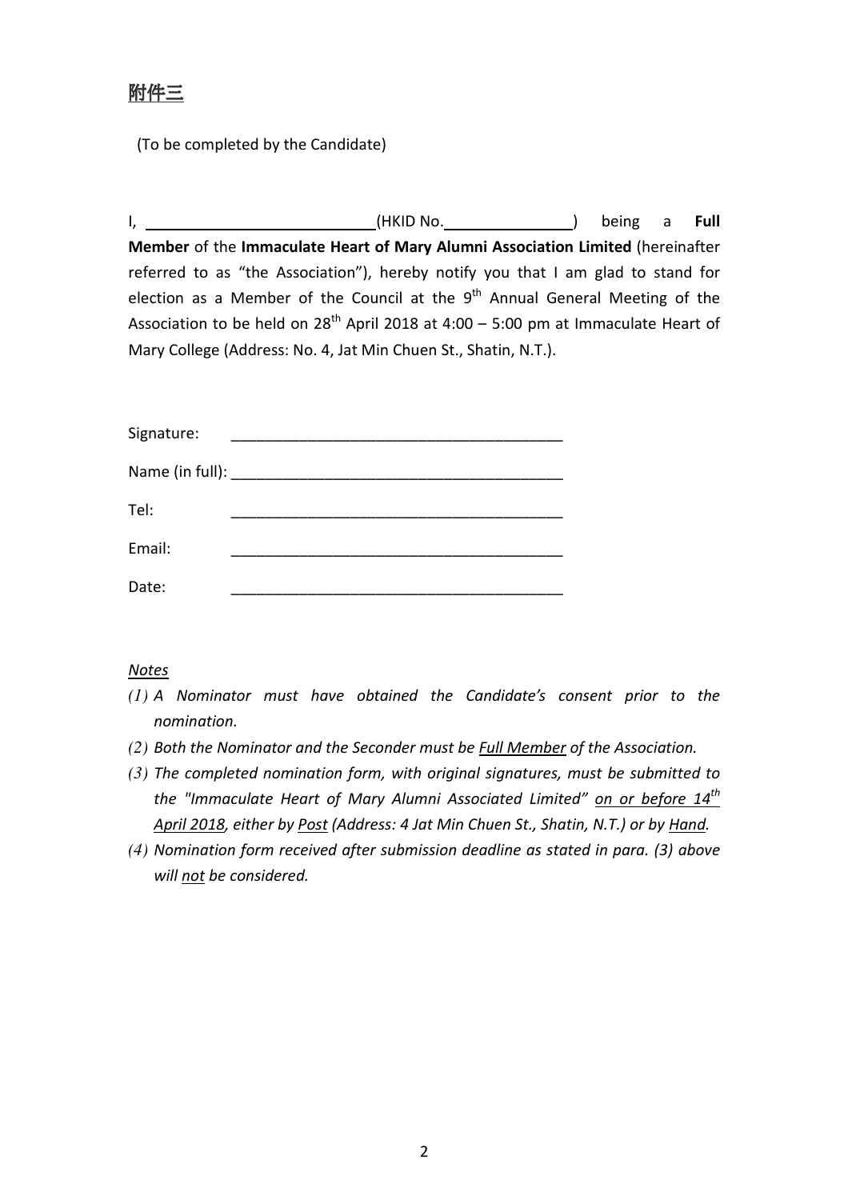## 附件三

(To be completed by the Candidate)

I, ____________________________(HKID No.________________) being a **Full Member** of the **Immaculate Heart of Mary Alumni Association Limited** (hereinafter referred to as "the Association"), hereby notify you that I am glad to stand for election as a Member of the Council at the 9th Annual General Meeting of the Association to be held on 28th April 2018 at 4:00 – 5:00 pm at Immaculate Heart of Mary College (Address: No. 4, Jat Min Chuen St., Shatin, N.T.).

Signature: ________________________________________

Name (in full): ________________________________________

Tel: ________________________________________

Email: ________________________________________

Date: ________________________________________

*Notes*

*(1) A Nominator must have obtained the Candidate's consent prior to the nomination.*

*(2) Both the Nominator and the Seconder must be Full Member of the Association.*

*(3) The completed nomination form, with original signatures, must be submitted to the "Immaculate Heart of Mary Alumni Associated Limited" on or before 14th April 2018, either by Post (Address: 4 Jat Min Chuen St., Shatin, N.T.) or by Hand.*

*(4) Nomination form received after submission deadline as stated in para. (3) above will not be considered.*